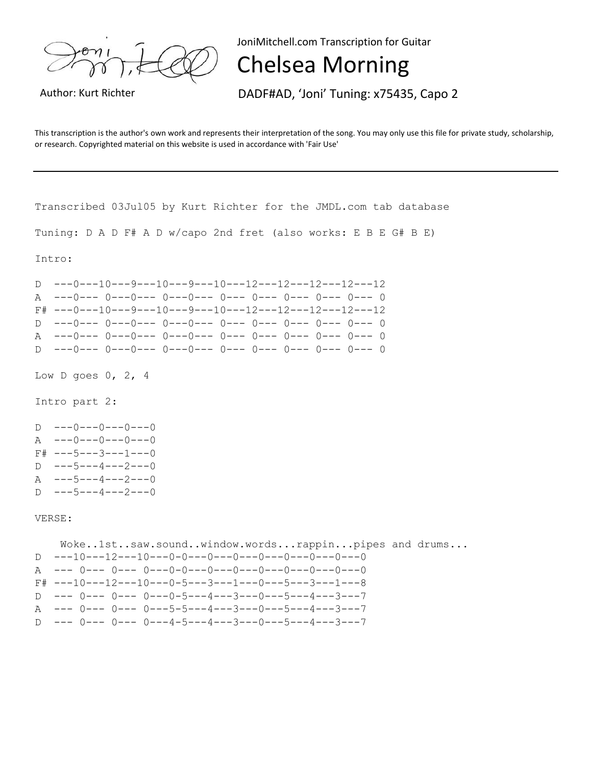JoniMitchell.com Transcription for Guitar

# Chelsea Morning

Author: Kurt Richter

DADF#AD, 'Joni' Tuning: x75435, Capo 2

This transcription is the author's own work and represents their interpretation of the song. You may only use this file for private study, scholarship, or research. Copyrighted material on this website is used in accordance with 'Fair Use'

---

```
Transcribed 03Jul05 by Kurt Richter for the JMDL.com tab database

Tuning: D A D F# A D w/capo 2nd fret (also works: E B E G# B E)

Intro:

D  ---0---10---9---10---9---10---12---12---12---12---12
A  ---0--- 0---0--- 0---0--- 0--- 0--- 0--- 0--- 0--- 0
F# ---0---10---9---10---9---10---12---12---12---12---12
D  ---0--- 0---0--- 0---0--- 0--- 0--- 0--- 0--- 0--- 0
A  ---0--- 0---0--- 0---0--- 0--- 0--- 0--- 0--- 0--- 0
D  ---0--- 0---0--- 0---0--- 0--- 0--- 0--- 0--- 0--- 0

Low D goes 0, 2, 4

Intro part 2:

D  ---0---0---0---0
A  ---0---0---0---0
F# ---5---3---1---0
D  ---5---4---2---0
A  ---5---4---2---0
D  ---5---4---2---0

VERSE:

    Woke..1st..saw.sound..window.words...rappin...pipes and drums...
D  ---10---12---10---0-0---0---0---0---0---0---0
A  --- 0--- 0--- 0---0-0---0---0---0---0---0---0
F# ---10---12---10---0-5---3---1---0---5---3---1---8
D  --- 0--- 0--- 0---0-5---4---3---0---5---4---3---7
A  --- 0--- 0--- 0---5-5---4---3---0---5---4---3---7
D  --- 0--- 0--- 0---4-5---4---3---0---5---4---3---7
```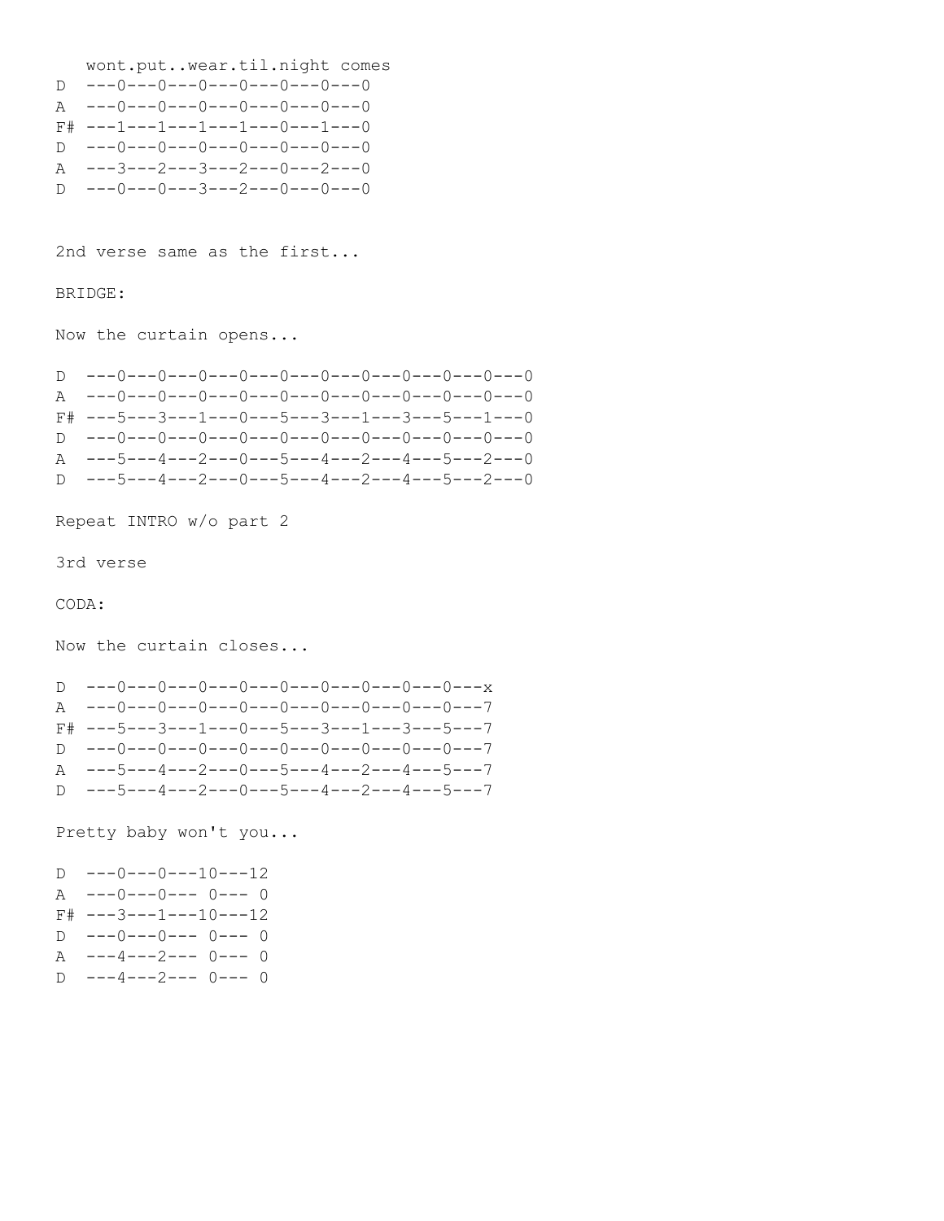```
   wont.put..wear.til.night comes
D  ---0---0---0---0---0---0---0
A  ---0---0---0---0---0---0---0
F# ---1---1---1---1---0---1---0
D  ---0---0---0---0---0---0---0
A  ---3---2---3---2---0---2---0
D  ---0---0---3---2---0---0---0
```

2nd verse same as the first...

BRIDGE:

Now the curtain opens...

```
D  ---0---0---0---0---0---0---0---0---0---0---0
A  ---0---0---0---0---0---0---0---0---0---0---0
F# ---5---3---1---0---5---3---1---3---5---1---0
D  ---0---0---0---0---0---0---0---0---0---0---0
A  ---5---4---2---0---5---4---2---4---5---2---0
D  ---5---4---2---0---5---4---2---4---5---2---0
```

Repeat INTRO w/o part 2

3rd verse

CODA:

Now the curtain closes...

```
D  ---0---0---0---0---0---0---0---0---x
A  ---0---0---0---0---0---0---0---0---7
F# ---5---3---1---0---5---3---1---3---5---7
D  ---0---0---0---0---0---0---0---0---7
A  ---5---4---2---0---5---4---2---4---5---7
D  ---5---4---2---0---5---4---2---4---5---7
```

Pretty baby won't you...

```
D  ---0---0---10---12
A  ---0---0--- 0--- 0
F# ---3---1---10---12
D  ---0---0--- 0--- 0
A  ---4---2--- 0--- 0
D  ---4---2--- 0--- 0
```